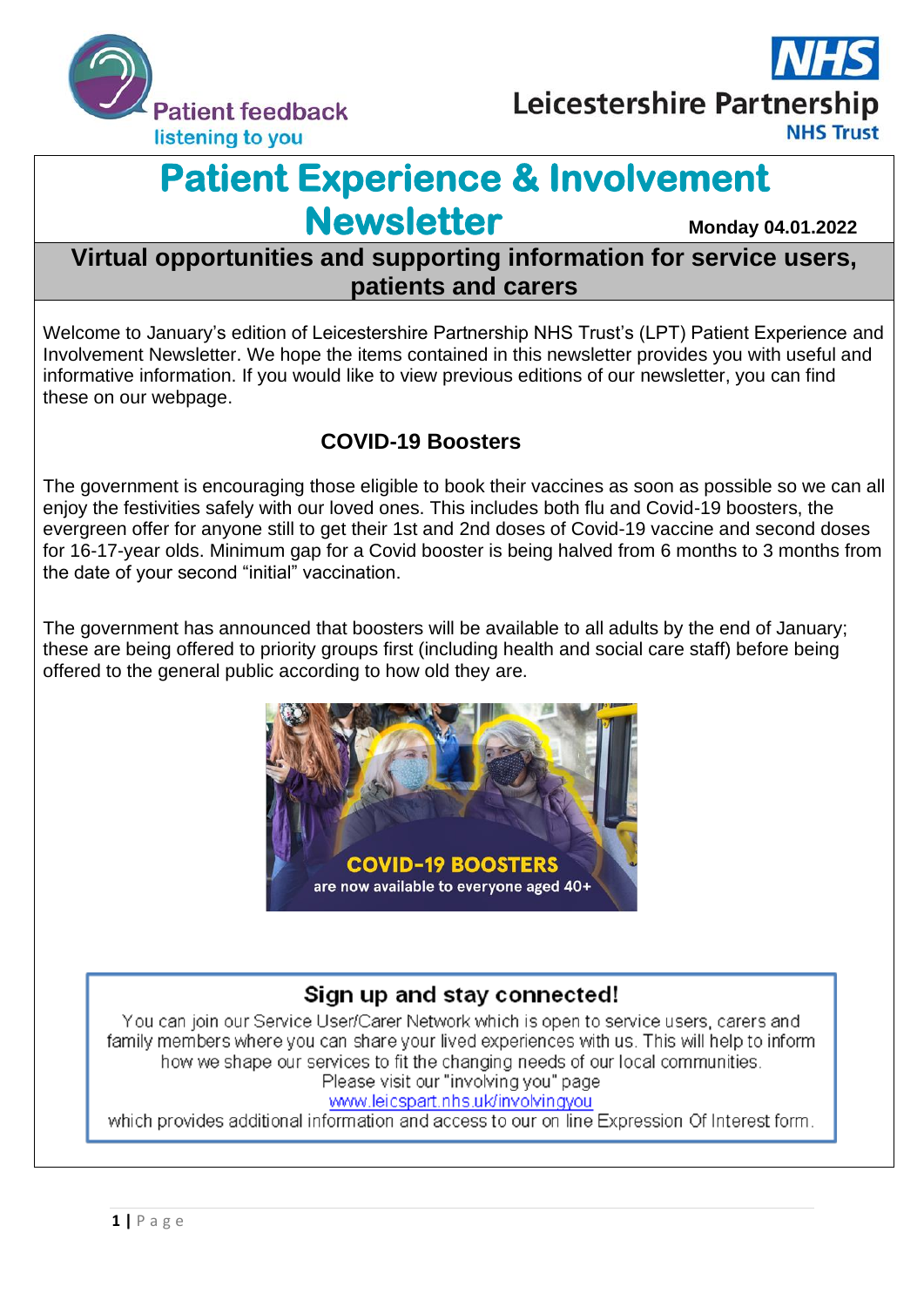Patient feedback
listening to you

NHS
Leicestershire Partnership
NHS Trust

# Patient Experience & Involvement Newsletter

**Monday 04.01.2022**

## Virtual opportunities and supporting information for service users, patients and carers

Welcome to January's edition of Leicestershire Partnership NHS Trust's (LPT) Patient Experience and Involvement Newsletter. We hope the items contained in this newsletter provides you with useful and informative information. If you would like to view previous editions of our newsletter, you can find these on our webpage.

### COVID-19 Boosters

The government is encouraging those eligible to book their vaccines as soon as possible so we can all enjoy the festivities safely with our loved ones. This includes both flu and Covid-19 boosters, the evergreen offer for anyone still to get their 1st and 2nd doses of Covid-19 vaccine and second doses for 16-17-year olds. Minimum gap for a Covid booster is being halved from 6 months to 3 months from the date of your second "initial" vaccination.

The government has announced that boosters will be available to all adults by the end of January; these are being offered to priority groups first (including health and social care staff) before being offered to the general public according to how old they are.

**COVID-19 BOOSTERS** are now available to everyone aged 40+

### Sign up and stay connected!

You can join our Service User/Carer Network which is open to service users, carers and family members where you can share your lived experiences with us. This will help to inform how we shape our services to fit the changing needs of our local communities.
Please visit our "involving you" page
www.leicspart.nhs.uk/involvingyou
which provides additional information and access to our on line Expression Of Interest form.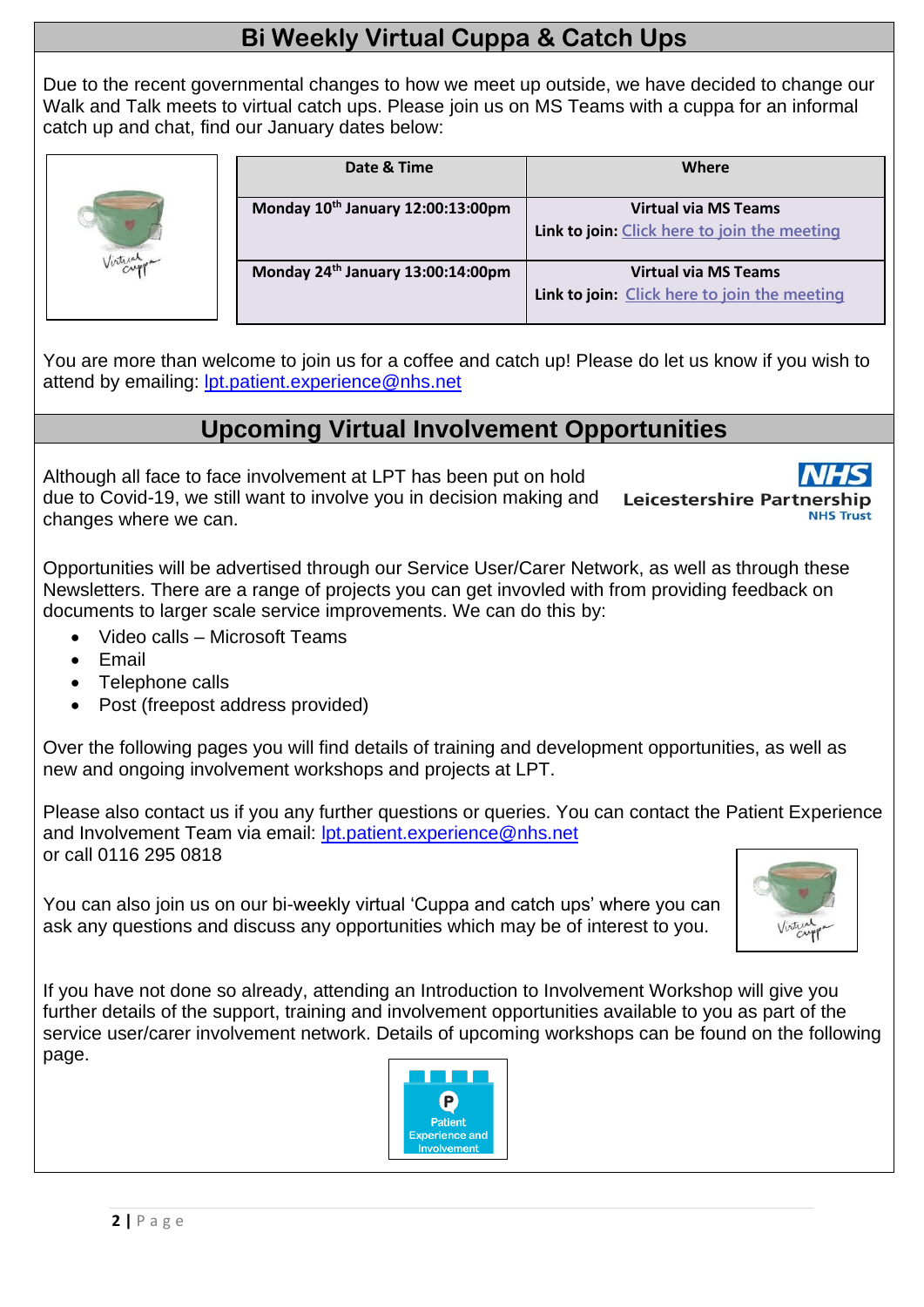## Bi Weekly Virtual Cuppa & Catch Ups

Due to the recent governmental changes to how we meet up outside, we have decided to change our Walk and Talk meets to virtual catch ups. Please join us on MS Teams with a cuppa for an informal catch up and chat, find our January dates below:

| Date & Time | Where |
|---|---|
| Monday 10th January 12:00:13:00pm | Virtual via MS Teams<br>Link to join: Click here to join the meeting |
| Monday 24th January 13:00:14:00pm | Virtual via MS Teams<br>Link to join: Click here to join the meeting |

You are more than welcome to join us for a coffee and catch up! Please do let us know if you wish to attend by emailing: lpt.patient.experience@nhs.net

## Upcoming Virtual Involvement Opportunities

Although all face to face involvement at LPT has been put on hold due to Covid-19, we still want to involve you in decision making and changes where we can.

Opportunities will be advertised through our Service User/Carer Network, as well as through these Newsletters. There are a range of projects you can get invovled with from providing feedback on documents to larger scale service improvements. We can do this by:

- Video calls – Microsoft Teams
- Email
- Telephone calls
- Post (freepost address provided)

Over the following pages you will find details of training and development opportunities, as well as new and ongoing involvement workshops and projects at LPT.

Please also contact us if you any further questions or queries. You can contact the Patient Experience and Involvement Team via email: lpt.patient.experience@nhs.net
or call 0116 295 0818

You can also join us on our bi-weekly virtual 'Cuppa and catch ups' where you can ask any questions and discuss any opportunities which may be of interest to you.

If you have not done so already, attending an Introduction to Involvement Workshop will give you further details of the support, training and involvement opportunities available to you as part of the service user/carer involvement network. Details of upcoming workshops can be found on the following page.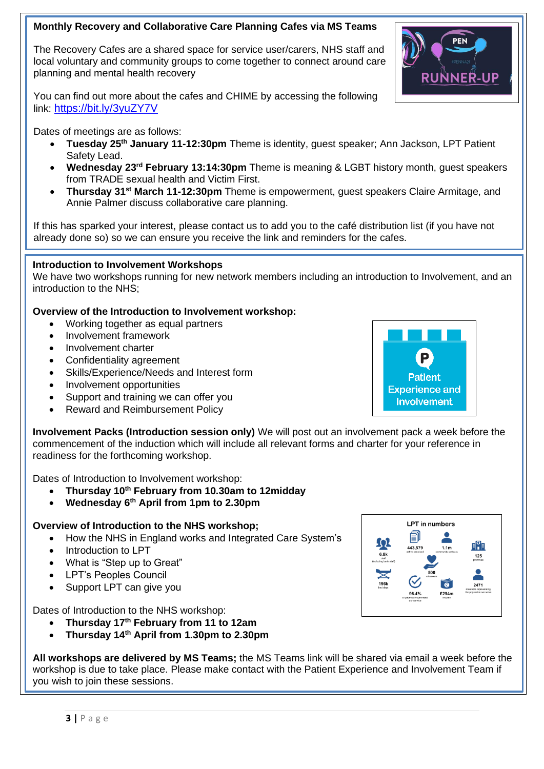**Monthly Recovery and Collaborative Care Planning Cafes via MS Teams**

The Recovery Cafes are a shared space for service user/carers, NHS staff and local voluntary and community groups to come together to connect around care planning and mental health recovery

You can find out more about the cafes and CHIME by accessing the following link: https://bit.ly/3yuZY7V

Dates of meetings are as follows:

- **Tuesday 25th January 11-12:30pm** Theme is identity, guest speaker; Ann Jackson, LPT Patient Safety Lead.
- **Wednesday 23rd February 13:14:30pm** Theme is meaning & LGBT history month, guest speakers from TRADE sexual health and Victim First.
- **Thursday 31st March 11-12:30pm** Theme is empowerment, guest speakers Claire Armitage, and Annie Palmer discuss collaborative care planning.

If this has sparked your interest, please contact us to add you to the café distribution list (if you have not already done so) so we can ensure you receive the link and reminders for the cafes.

**Introduction to Involvement Workshops**

We have two workshops running for new network members including an introduction to Involvement, and an introduction to the NHS;

**Overview of the Introduction to Involvement workshop:**

- Working together as equal partners
- Involvement framework
- Involvement charter
- Confidentiality agreement
- Skills/Experience/Needs and Interest form
- Involvement opportunities
- Support and training we can offer you
- Reward and Reimbursement Policy

**Involvement Packs (Introduction session only)** We will post out an involvement pack a week before the commencement of the induction which will include all relevant forms and charter for your reference in readiness for the forthcoming workshop.

Dates of Introduction to Involvement workshop:

- **Thursday 10th February from 10.30am to 12midday**
- **Wednesday 6th April from 1pm to 2.30pm**

**Overview of Introduction to the NHS workshop;**

- How the NHS in England works and Integrated Care System's
- Introduction to LPT
- What is "Step up to Great"
- LPT's Peoples Council
- Support LPT can give you

Dates of Introduction to the NHS workshop:

- **Thursday 17th February from 11 to 12am**
- **Thursday 14th April from 1.30pm to 2.30pm**

**All workshops are delivered by MS Teams;** the MS Teams link will be shared via email a week before the workshop is due to take place. Please make contact with the Patient Experience and Involvement Team if you wish to join these sessions.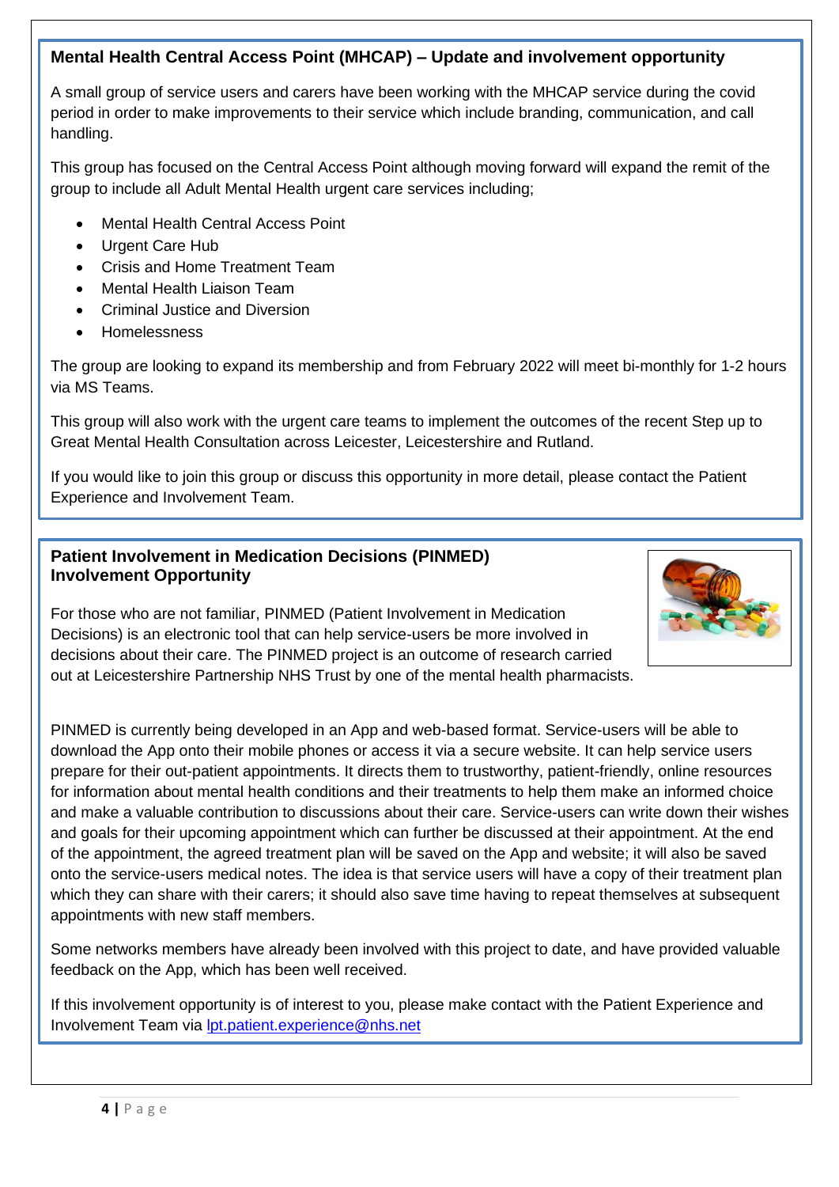## Mental Health Central Access Point (MHCAP) – Update and involvement opportunity

A small group of service users and carers have been working with the MHCAP service during the covid period in order to make improvements to their service which include branding, communication, and call handling.

This group has focused on the Central Access Point although moving forward will expand the remit of the group to include all Adult Mental Health urgent care services including;

- Mental Health Central Access Point
- Urgent Care Hub
- Crisis and Home Treatment Team
- Mental Health Liaison Team
- Criminal Justice and Diversion
- Homelessness

The group are looking to expand its membership and from February 2022 will meet bi-monthly for 1-2 hours via MS Teams.

This group will also work with the urgent care teams to implement the outcomes of the recent Step up to Great Mental Health Consultation across Leicester, Leicestershire and Rutland.

If you would like to join this group or discuss this opportunity in more detail, please contact the Patient Experience and Involvement Team.

## Patient Involvement in Medication Decisions (PINMED) Involvement Opportunity

For those who are not familiar, PINMED (Patient Involvement in Medication Decisions) is an electronic tool that can help service-users be more involved in decisions about their care. The PINMED project is an outcome of research carried out at Leicestershire Partnership NHS Trust by one of the mental health pharmacists.

PINMED is currently being developed in an App and web-based format. Service-users will be able to download the App onto their mobile phones or access it via a secure website. It can help service users prepare for their out-patient appointments. It directs them to trustworthy, patient-friendly, online resources for information about mental health conditions and their treatments to help them make an informed choice and make a valuable contribution to discussions about their care. Service-users can write down their wishes and goals for their upcoming appointment which can further be discussed at their appointment. At the end of the appointment, the agreed treatment plan will be saved on the App and website; it will also be saved onto the service-users medical notes. The idea is that service users will have a copy of their treatment plan which they can share with their carers; it should also save time having to repeat themselves at subsequent appointments with new staff members.

Some networks members have already been involved with this project to date, and have provided valuable feedback on the App, which has been well received.

If this involvement opportunity is of interest to you, please make contact with the Patient Experience and Involvement Team via lpt.patient.experience@nhs.net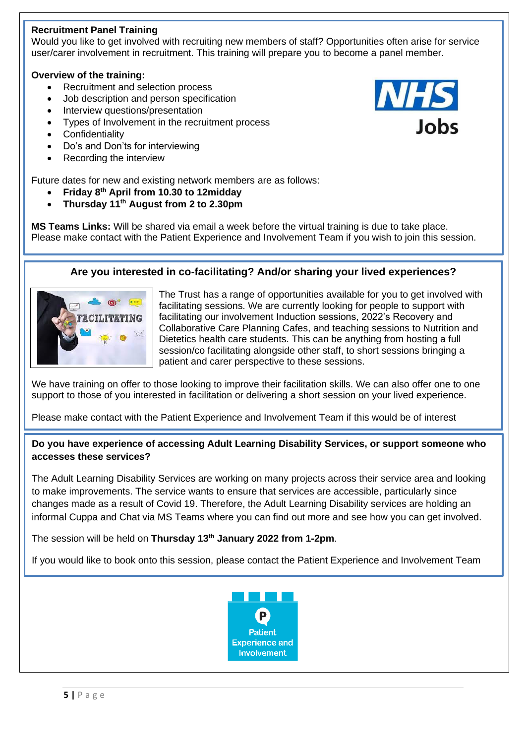## Recruitment Panel Training

Would you like to get involved with recruiting new members of staff? Opportunities often arise for service user/carer involvement in recruitment. This training will prepare you to become a panel member.

**Overview of the training:**

- Recruitment and selection process
- Job description and person specification
- Interview questions/presentation
- Types of Involvement in the recruitment process
- Confidentiality
- Do's and Don'ts for interviewing
- Recording the interview

Future dates for new and existing network members are as follows:

- **Friday 8th April from 10.30 to 12midday**
- **Thursday 11th August from 2 to 2.30pm**

**MS Teams Links:** Will be shared via email a week before the virtual training is due to take place. Please make contact with the Patient Experience and Involvement Team if you wish to join this session.

## Are you interested in co-facilitating? And/or sharing your lived experiences?

The Trust has a range of opportunities available for you to get involved with facilitating sessions. We are currently looking for people to support with facilitating our involvement Induction sessions, 2022's Recovery and Collaborative Care Planning Cafes, and teaching sessions to Nutrition and Dietetics health care students. This can be anything from hosting a full session/co facilitating alongside other staff, to short sessions bringing a patient and carer perspective to these sessions.

We have training on offer to those looking to improve their facilitation skills. We can also offer one to one support to those of you interested in facilitation or delivering a short session on your lived experience.

Please make contact with the Patient Experience and Involvement Team if this would be of interest

## Do you have experience of accessing Adult Learning Disability Services, or support someone who accesses these services?

The Adult Learning Disability Services are working on many projects across their service area and looking to make improvements. The service wants to ensure that services are accessible, particularly since changes made as a result of Covid 19. Therefore, the Adult Learning Disability services are holding an informal Cuppa and Chat via MS Teams where you can find out more and see how you can get involved.

The session will be held on **Thursday 13th January 2022 from 1-2pm**.

If you would like to book onto this session, please contact the Patient Experience and Involvement Team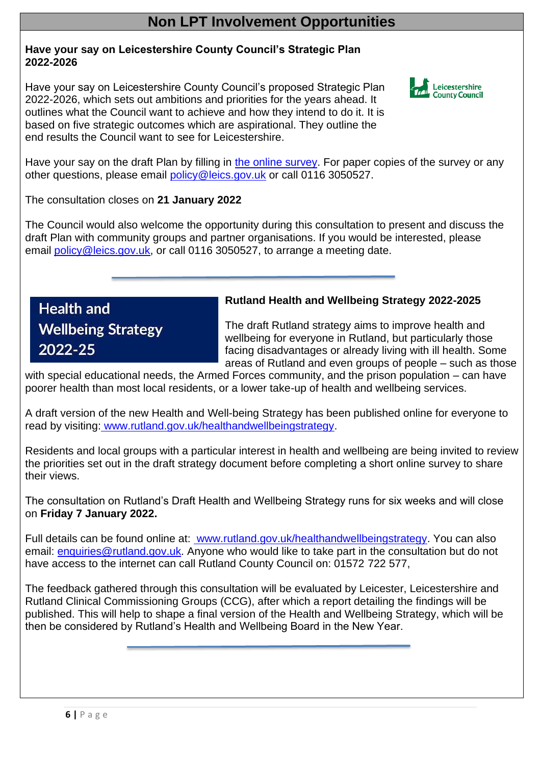# Non LPT Involvement Opportunities

**Have your say on Leicestershire County Council's Strategic Plan 2022-2026**

Have your say on Leicestershire County Council's proposed Strategic Plan 2022-2026, which sets out ambitions and priorities for the years ahead. It outlines what the Council want to achieve and how they intend to do it. It is based on five strategic outcomes which are aspirational. They outline the end results the Council want to see for Leicestershire.

Have your say on the draft Plan by filling in the online survey. For paper copies of the survey or any other questions, please email policy@leics.gov.uk or call 0116 3050527.

The consultation closes on **21 January 2022**

The Council would also welcome the opportunity during this consultation to present and discuss the draft Plan with community groups and partner organisations. If you would be interested, please email policy@leics.gov.uk, or call 0116 3050527, to arrange a meeting date.

---

Health and Wellbeing Strategy 2022-25

**Rutland Health and Wellbeing Strategy 2022-2025**

The draft Rutland strategy aims to improve health and wellbeing for everyone in Rutland, but particularly those facing disadvantages or already living with ill health. Some areas of Rutland and even groups of people – such as those with special educational needs, the Armed Forces community, and the prison population – can have poorer health than most local residents, or a lower take-up of health and wellbeing services.

A draft version of the new Health and Well-being Strategy has been published online for everyone to read by visiting: www.rutland.gov.uk/healthandwellbeingstrategy.

Residents and local groups with a particular interest in health and wellbeing are being invited to review the priorities set out in the draft strategy document before completing a short online survey to share their views.

The consultation on Rutland's Draft Health and Wellbeing Strategy runs for six weeks and will close on **Friday 7 January 2022.**

Full details can be found online at: www.rutland.gov.uk/healthandwellbeingstrategy. You can also email: enquiries@rutland.gov.uk. Anyone who would like to take part in the consultation but do not have access to the internet can call Rutland County Council on: 01572 722 577,

The feedback gathered through this consultation will be evaluated by Leicester, Leicestershire and Rutland Clinical Commissioning Groups (CCG), after which a report detailing the findings will be published. This will help to shape a final version of the Health and Wellbeing Strategy, which will be then be considered by Rutland's Health and Wellbeing Board in the New Year.

---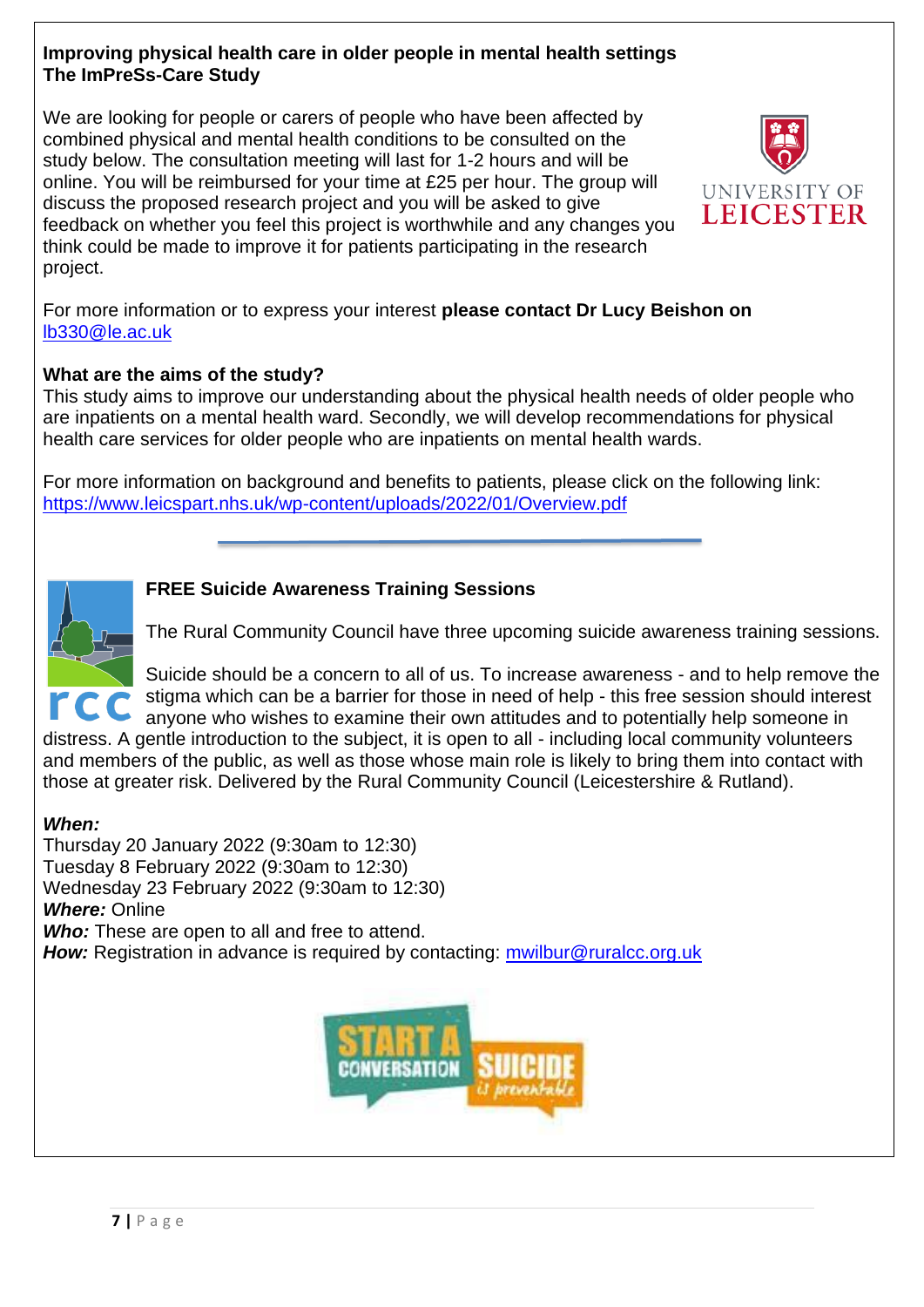**Improving physical health care in older people in mental health settings**
**The ImPreSs-Care Study**

We are looking for people or carers of people who have been affected by combined physical and mental health conditions to be consulted on the study below. The consultation meeting will last for 1-2 hours and will be online. You will be reimbursed for your time at £25 per hour. The group will discuss the proposed research project and you will be asked to give feedback on whether you feel this project is worthwhile and any changes you think could be made to improve it for patients participating in the research project.

For more information or to express your interest **please contact Dr Lucy Beishon on** lb330@le.ac.uk

**What are the aims of the study?**

This study aims to improve our understanding about the physical health needs of older people who are inpatients on a mental health ward. Secondly, we will develop recommendations for physical health care services for older people who are inpatients on mental health wards.

For more information on background and benefits to patients, please click on the following link: https://www.leicspart.nhs.uk/wp-content/uploads/2022/01/Overview.pdf

---

**FREE Suicide Awareness Training Sessions**

The Rural Community Council have three upcoming suicide awareness training sessions.

Suicide should be a concern to all of us. To increase awareness - and to help remove the stigma which can be a barrier for those in need of help - this free session should interest anyone who wishes to examine their own attitudes and to potentially help someone in distress. A gentle introduction to the subject, it is open to all - including local community volunteers and members of the public, as well as those whose main role is likely to bring them into contact with those at greater risk. Delivered by the Rural Community Council (Leicestershire & Rutland).

***When:***

Thursday 20 January 2022 (9:30am to 12:30)
Tuesday 8 February 2022 (9:30am to 12:30)
Wednesday 23 February 2022 (9:30am to 12:30)

***Where:*** Online

***Who:*** These are open to all and free to attend.

***How:*** Registration in advance is required by contacting: mwilbur@ruralcc.org.uk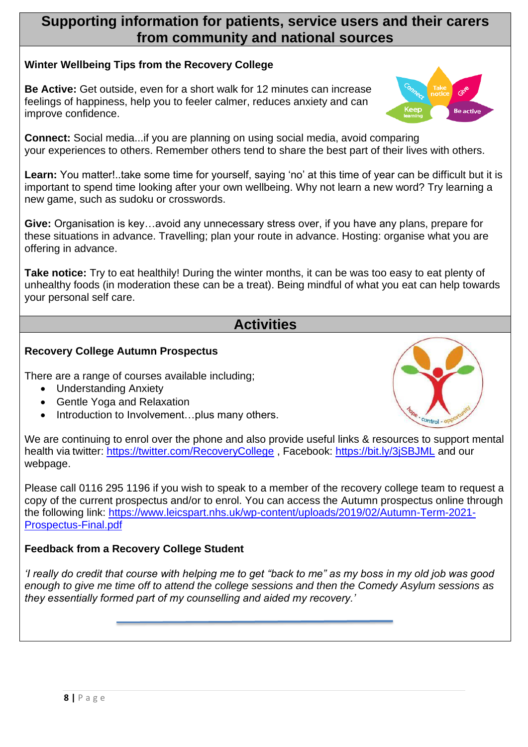## Supporting information for patients, service users and their carers from community and national sources

### Winter Wellbeing Tips from the Recovery College

**Be Active:** Get outside, even for a short walk for 12 minutes can increase feelings of happiness, help you to feeler calmer, reduces anxiety and can improve confidence.

**Connect:** Social media...if you are planning on using social media, avoid comparing your experiences to others. Remember others tend to share the best part of their lives with others.

**Learn:** You matter!..take some time for yourself, saying 'no' at this time of year can be difficult but it is important to spend time looking after your own wellbeing. Why not learn a new word? Try learning a new game, such as sudoku or crosswords.

**Give:** Organisation is key…avoid any unnecessary stress over, if you have any plans, prepare for these situations in advance. Travelling; plan your route in advance. Hosting: organise what you are offering in advance.

**Take notice:** Try to eat healthily! During the winter months, it can be was too easy to eat plenty of unhealthy foods (in moderation these can be a treat). Being mindful of what you eat can help towards your personal self care.

## Activities

### Recovery College Autumn Prospectus

There are a range of courses available including;

- Understanding Anxiety
- Gentle Yoga and Relaxation
- Introduction to Involvement…plus many others.

We are continuing to enrol over the phone and also provide useful links & resources to support mental health via twitter: https://twitter.com/RecoveryCollege , Facebook: https://bit.ly/3jSBJML and our webpage.

Please call 0116 295 1196 if you wish to speak to a member of the recovery college team to request a copy of the current prospectus and/or to enrol. You can access the Autumn prospectus online through the following link: https://www.leicspart.nhs.uk/wp-content/uploads/2019/02/Autumn-Term-2021-Prospectus-Final.pdf

### Feedback from a Recovery College Student

*'I really do credit that course with helping me to get "back to me" as my boss in my old job was good enough to give me time off to attend the college sessions and then the Comedy Asylum sessions as they essentially formed part of my counselling and aided my recovery.'*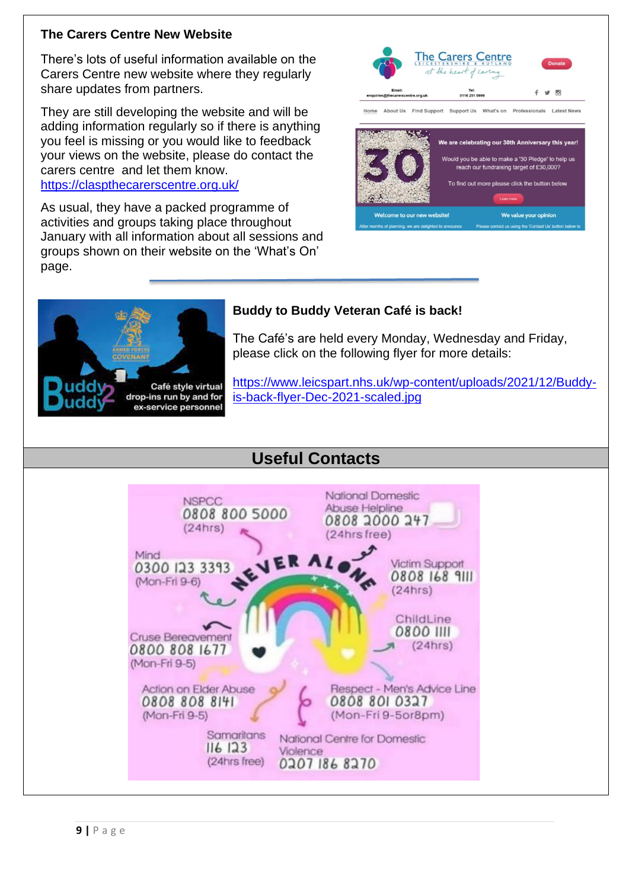### The Carers Centre New Website

There's lots of useful information available on the Carers Centre new website where they regularly share updates from partners.

They are still developing the website and will be adding information regularly so if there is anything you feel is missing or you would like to feedback your views on the website, please do contact the carers centre and let them know.
https://claspthecarerscentre.org.uk/

As usual, they have a packed programme of activities and groups taking place throughout January with all information about all sessions and groups shown on their website on the 'What's On' page.

### Buddy to Buddy Veteran Café is back!

The Café's are held every Monday, Wednesday and Friday, please click on the following flyer for more details:

https://www.leicspart.nhs.uk/wp-content/uploads/2021/12/Buddy-is-back-flyer-Dec-2021-scaled.jpg

## Useful Contacts

NEVER ALONE

- NSPCC 0808 800 5000 (24hrs)
- National Domestic Abuse Helpline 0808 2000 247 (24hrs free)
- Mind 0300 123 3393 (Mon-Fri 9-6)
- Victim Support 0808 168 9111 (24hrs)
- ChildLine 0800 1111 (24hrs)
- Cruse Bereavement 0800 808 1677 (Mon-Fri 9-5)
- Action on Elder Abuse 0808 808 8141 (Mon-Fri 9-5)
- Respect - Men's Advice Line 0808 801 0327 (Mon-Fri 9-5or8pm)
- Samaritans 116 123 (24hrs free)
- National Centre for Domestic Violence 0207 186 8270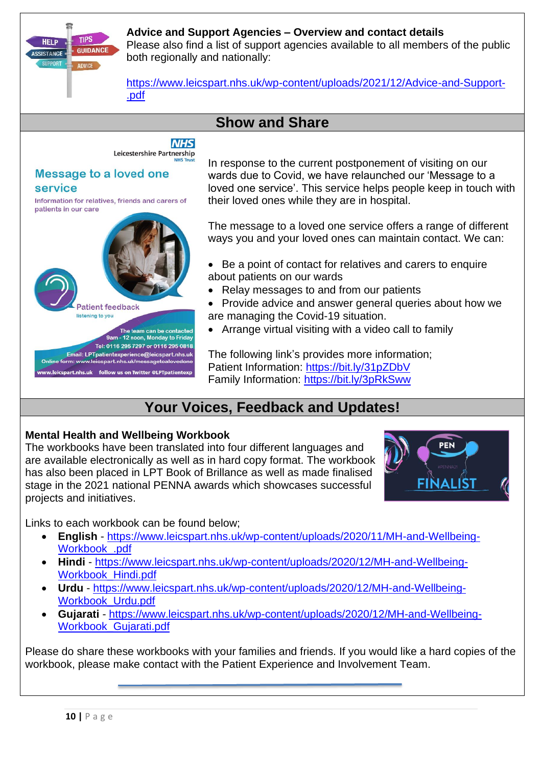**Advice and Support Agencies – Overview and contact details**

Please also find a list of support agencies available to all members of the public both regionally and nationally:

https://www.leicspart.nhs.uk/wp-content/uploads/2021/12/Advice-and-Support-.pdf

## Show and Share

In response to the current postponement of visiting on our wards due to Covid, we have relaunched our 'Message to a loved one service'. This service helps people keep in touch with their loved ones while they are in hospital.

The message to a loved one service offers a range of different ways you and your loved ones can maintain contact. We can:

- Be a point of contact for relatives and carers to enquire about patients on our wards
- Relay messages to and from our patients
- Provide advice and answer general queries about how we are managing the Covid-19 situation.
- Arrange virtual visiting with a video call to family

The following link's provides more information;
Patient Information: https://bit.ly/31pZDbV
Family Information: https://bit.ly/3pRkSww

## Your Voices, Feedback and Updates!

**Mental Health and Wellbeing Workbook**

The workbooks have been translated into four different languages and are available electronically as well as in hard copy format. The workbook has also been placed in LPT Book of Brillance as well as made finalised stage in the 2021 national PENNA awards which showcases successful projects and initiatives.

Links to each workbook can be found below;

- **English** - https://www.leicspart.nhs.uk/wp-content/uploads/2020/11/MH-and-Wellbeing-Workbook_.pdf
- **Hindi** - https://www.leicspart.nhs.uk/wp-content/uploads/2020/12/MH-and-Wellbeing-Workbook_Hindi.pdf
- **Urdu** - https://www.leicspart.nhs.uk/wp-content/uploads/2020/12/MH-and-Wellbeing-Workbook_Urdu.pdf
- **Gujarati** - https://www.leicspart.nhs.uk/wp-content/uploads/2020/12/MH-and-Wellbeing-Workbook_Gujarati.pdf

Please do share these workbooks with your families and friends. If you would like a hard copies of the workbook, please make contact with the Patient Experience and Involvement Team.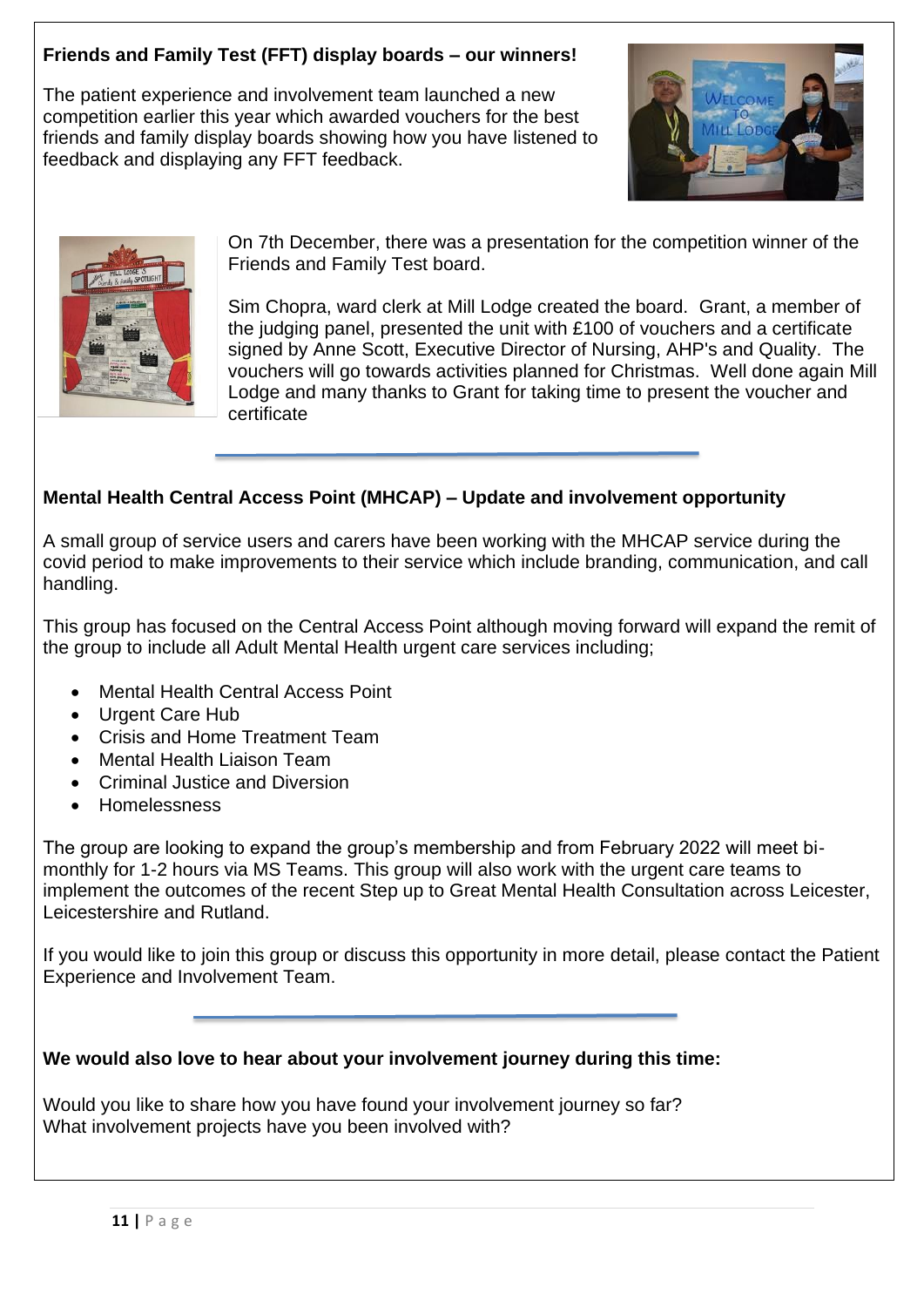**Friends and Family Test (FFT) display boards – our winners!**

The patient experience and involvement team launched a new competition earlier this year which awarded vouchers for the best friends and family display boards showing how you have listened to feedback and displaying any FFT feedback.

On 7th December, there was a presentation for the competition winner of the Friends and Family Test board.

Sim Chopra, ward clerk at Mill Lodge created the board. Grant, a member of the judging panel, presented the unit with £100 of vouchers and a certificate signed by Anne Scott, Executive Director of Nursing, AHP's and Quality. The vouchers will go towards activities planned for Christmas. Well done again Mill Lodge and many thanks to Grant for taking time to present the voucher and certificate

---

**Mental Health Central Access Point (MHCAP) – Update and involvement opportunity**

A small group of service users and carers have been working with the MHCAP service during the covid period to make improvements to their service which include branding, communication, and call handling.

This group has focused on the Central Access Point although moving forward will expand the remit of the group to include all Adult Mental Health urgent care services including;

- Mental Health Central Access Point
- Urgent Care Hub
- Crisis and Home Treatment Team
- Mental Health Liaison Team
- Criminal Justice and Diversion
- Homelessness

The group are looking to expand the group's membership and from February 2022 will meet bi-monthly for 1-2 hours via MS Teams. This group will also work with the urgent care teams to implement the outcomes of the recent Step up to Great Mental Health Consultation across Leicester, Leicestershire and Rutland.

If you would like to join this group or discuss this opportunity in more detail, please contact the Patient Experience and Involvement Team.

---

**We would also love to hear about your involvement journey during this time:**

Would you like to share how you have found your involvement journey so far?
What involvement projects have you been involved with?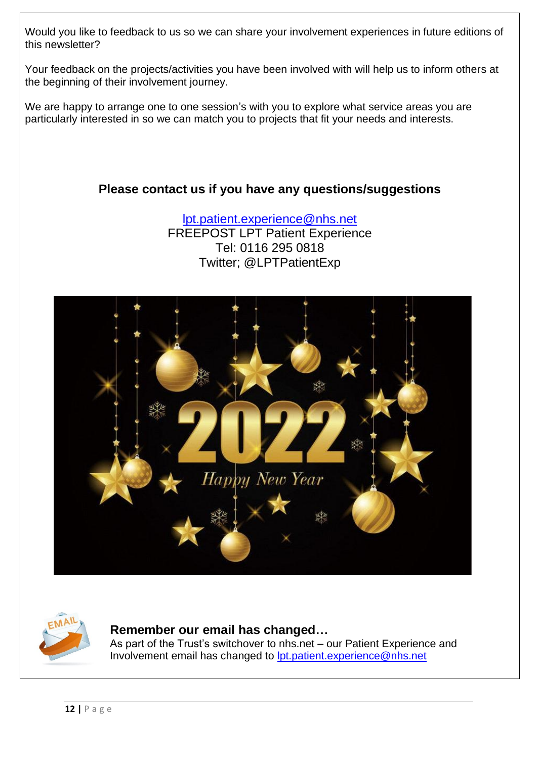Would you like to feedback to us so we can share your involvement experiences in future editions of this newsletter?

Your feedback on the projects/activities you have been involved with will help us to inform others at the beginning of their involvement journey.

We are happy to arrange one to one session's with you to explore what service areas you are particularly interested in so we can match you to projects that fit your needs and interests.

**Please contact us if you have any questions/suggestions**

lpt.patient.experience@nhs.net
FREEPOST LPT Patient Experience
Tel: 0116 295 0818
Twitter; @LPTPatientExp

**Remember our email has changed…**

As part of the Trust's switchover to nhs.net – our Patient Experience and Involvement email has changed to lpt.patient.experience@nhs.net